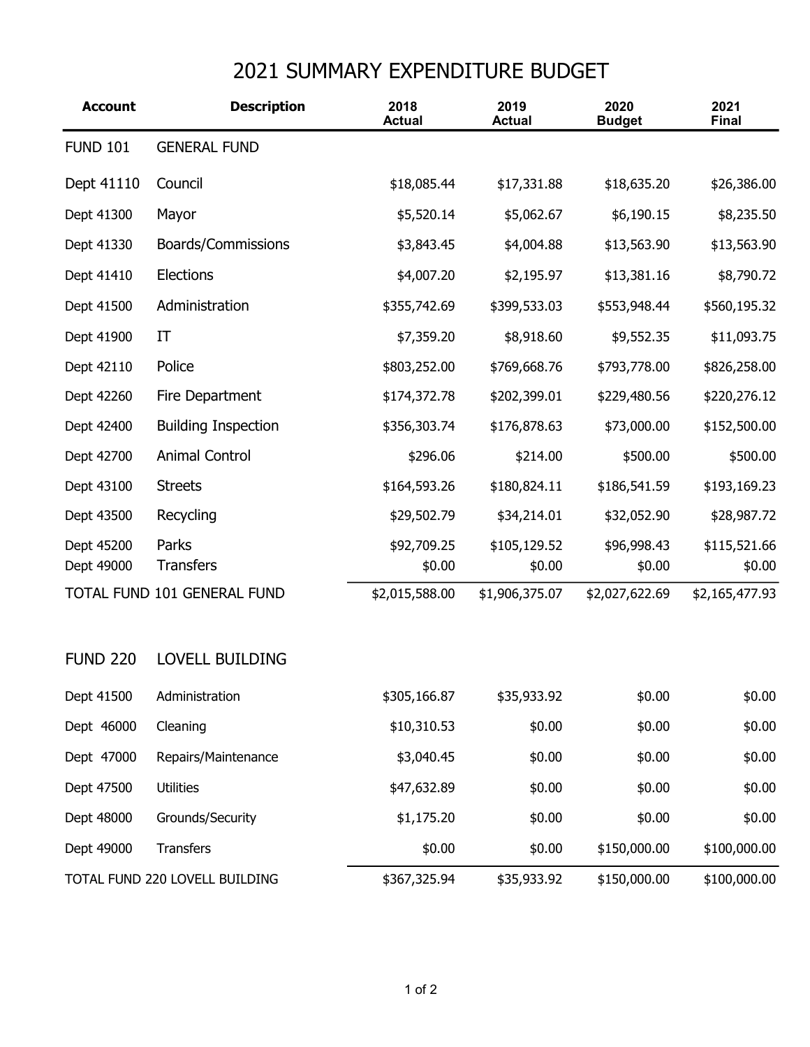# 2021 SUMMARY EXPENDITURE BUDGET

| Account | Description | 2018 Actual | 2019 Actual | 2020 Budget | 2021 Final |
|---|---|---|---|---|---|
| FUND 101 | GENERAL FUND | | | | |
| Dept 41110 | Council | $18,085.44 | $17,331.88 | $18,635.20 | $26,386.00 |
| Dept 41300 | Mayor | $5,520.14 | $5,062.67 | $6,190.15 | $8,235.50 |
| Dept 41330 | Boards/Commissions | $3,843.45 | $4,004.88 | $13,563.90 | $13,563.90 |
| Dept 41410 | Elections | $4,007.20 | $2,195.97 | $13,381.16 | $8,790.72 |
| Dept 41500 | Administration | $355,742.69 | $399,533.03 | $553,948.44 | $560,195.32 |
| Dept 41900 | IT | $7,359.20 | $8,918.60 | $9,552.35 | $11,093.75 |
| Dept 42110 | Police | $803,252.00 | $769,668.76 | $793,778.00 | $826,258.00 |
| Dept 42260 | Fire Department | $174,372.78 | $202,399.01 | $229,480.56 | $220,276.12 |
| Dept 42400 | Building Inspection | $356,303.74 | $176,878.63 | $73,000.00 | $152,500.00 |
| Dept 42700 | Animal Control | $296.06 | $214.00 | $500.00 | $500.00 |
| Dept 43100 | Streets | $164,593.26 | $180,824.11 | $186,541.59 | $193,169.23 |
| Dept 43500 | Recycling | $29,502.79 | $34,214.01 | $32,052.90 | $28,987.72 |
| Dept 45200 | Parks | $92,709.25 | $105,129.52 | $96,998.43 | $115,521.66 |
| Dept 49000 | Transfers | $0.00 | $0.00 | $0.00 | $0.00 |
| TOTAL FUND 101 GENERAL FUND | | $2,015,588.00 | $1,906,375.07 | $2,027,622.69 | $2,165,477.93 |
| | | | | | |
| FUND 220 | LOVELL BUILDING | | | | |
| Dept 41500 | Administration | $305,166.87 | $35,933.92 | $0.00 | $0.00 |
| Dept 46000 | Cleaning | $10,310.53 | $0.00 | $0.00 | $0.00 |
| Dept 47000 | Repairs/Maintenance | $3,040.45 | $0.00 | $0.00 | $0.00 |
| Dept 47500 | Utilities | $47,632.89 | $0.00 | $0.00 | $0.00 |
| Dept 48000 | Grounds/Security | $1,175.20 | $0.00 | $0.00 | $0.00 |
| Dept 49000 | Transfers | $0.00 | $0.00 | $150,000.00 | $100,000.00 |
| TOTAL FUND 220 LOVELL BUILDING | | $367,325.94 | $35,933.92 | $150,000.00 | $100,000.00 |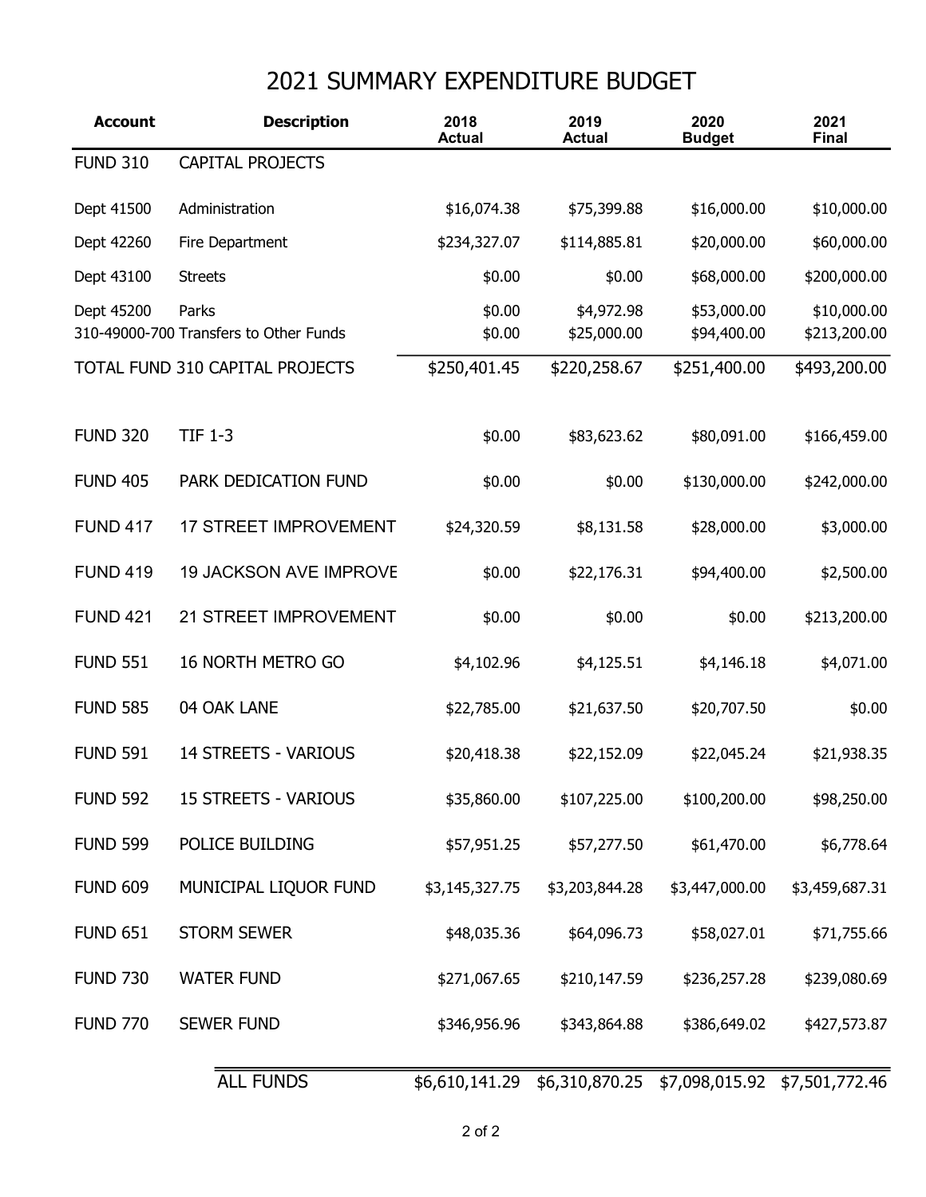# 2021 SUMMARY EXPENDITURE BUDGET

| Account | Description | 2018 Actual | 2019 Actual | 2020 Budget | 2021 Final |
|---|---|---|---|---|---|
| FUND 310 | CAPITAL PROJECTS | | | | |
| Dept 41500 | Administration | $16,074.38 | $75,399.88 | $16,000.00 | $10,000.00 |
| Dept 42260 | Fire Department | $234,327.07 | $114,885.81 | $20,000.00 | $60,000.00 |
| Dept 43100 | Streets | $0.00 | $0.00 | $68,000.00 | $200,000.00 |
| Dept 45200 | Parks | $0.00 | $4,972.98 | $53,000.00 | $10,000.00 |
| 310-49000-700 | Transfers to Other Funds | $0.00 | $25,000.00 | $94,400.00 | $213,200.00 |
| TOTAL FUND 310 CAPITAL PROJECTS | | $250,401.45 | $220,258.67 | $251,400.00 | $493,200.00 |
| FUND 320 | TIF 1-3 | $0.00 | $83,623.62 | $80,091.00 | $166,459.00 |
| FUND 405 | PARK DEDICATION FUND | $0.00 | $0.00 | $130,000.00 | $242,000.00 |
| FUND 417 | 17 STREET IMPROVEMENT | $24,320.59 | $8,131.58 | $28,000.00 | $3,000.00 |
| FUND 419 | 19 JACKSON AVE IMPROVE | $0.00 | $22,176.31 | $94,400.00 | $2,500.00 |
| FUND 421 | 21 STREET IMPROVEMENT | $0.00 | $0.00 | $0.00 | $213,200.00 |
| FUND 551 | 16 NORTH METRO GO | $4,102.96 | $4,125.51 | $4,146.18 | $4,071.00 |
| FUND 585 | 04 OAK LANE | $22,785.00 | $21,637.50 | $20,707.50 | $0.00 |
| FUND 591 | 14 STREETS - VARIOUS | $20,418.38 | $22,152.09 | $22,045.24 | $21,938.35 |
| FUND 592 | 15 STREETS - VARIOUS | $35,860.00 | $107,225.00 | $100,200.00 | $98,250.00 |
| FUND 599 | POLICE BUILDING | $57,951.25 | $57,277.50 | $61,470.00 | $6,778.64 |
| FUND 609 | MUNICIPAL LIQUOR FUND | $3,145,327.75 | $3,203,844.28 | $3,447,000.00 | $3,459,687.31 |
| FUND 651 | STORM SEWER | $48,035.36 | $64,096.73 | $58,027.01 | $71,755.66 |
| FUND 730 | WATER FUND | $271,067.65 | $210,147.59 | $236,257.28 | $239,080.69 |
| FUND 770 | SEWER FUND | $346,956.96 | $343,864.88 | $386,649.02 | $427,573.87 |
| | ALL FUNDS | $6,610,141.29 | $6,310,870.25 | $7,098,015.92 | $7,501,772.46 |